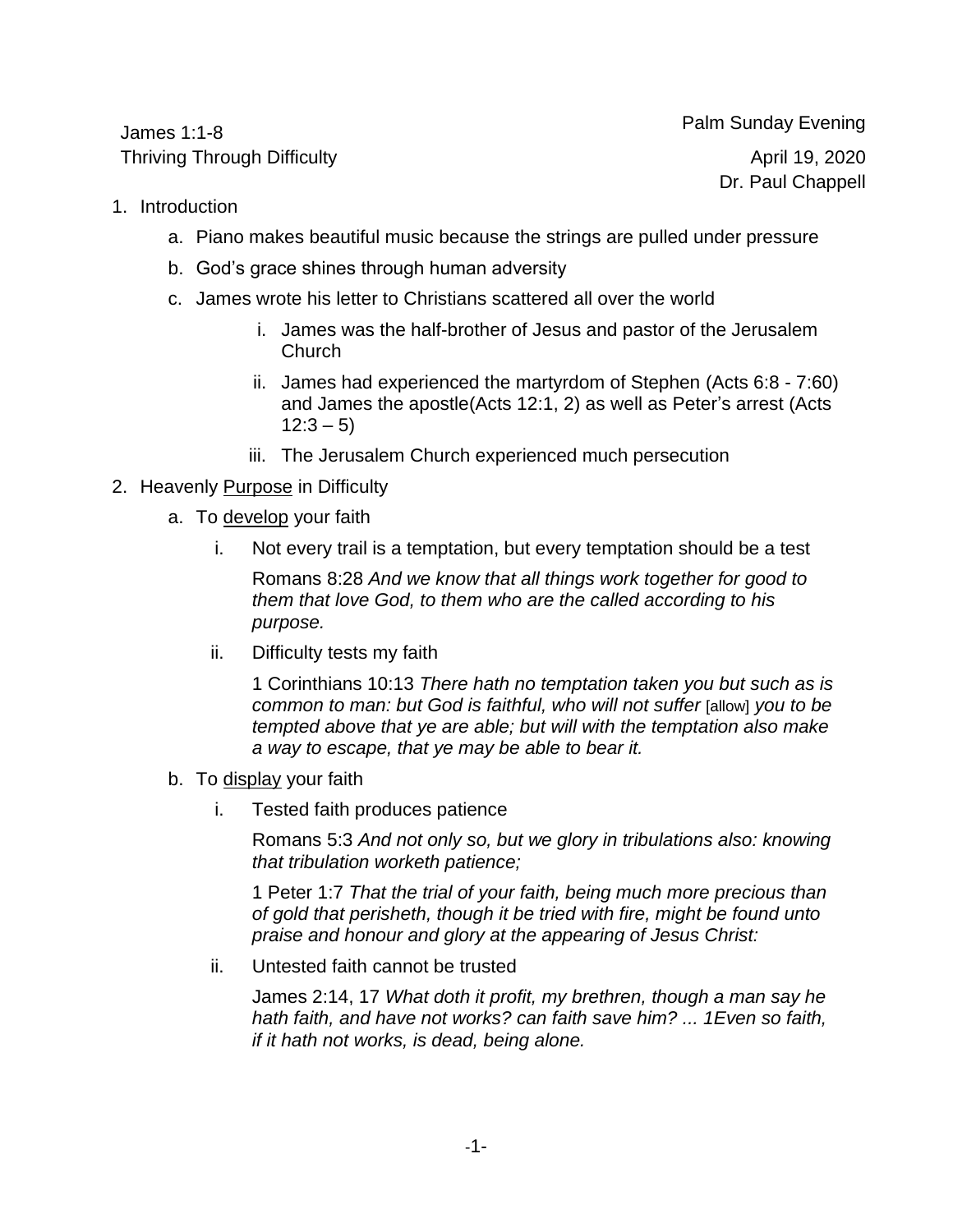James 1:1-8
Thriving Through Difficulty

Palm Sunday Evening
April 19, 2020
Dr. Paul Chappell

1. Introduction
    a. Piano makes beautiful music because the strings are pulled under pressure
    b. God's grace shines through human adversity
    c. James wrote his letter to Christians scattered all over the world
        i. James was the half-brother of Jesus and pastor of the Jerusalem Church
        ii. James had experienced the martyrdom of Stephen (Acts 6:8 - 7:60) and James the apostle(Acts 12:1, 2) as well as Peter's arrest (Acts 12:3 – 5)
        iii. The Jerusalem Church experienced much persecution
2. Heavenly <u>Purpose</u> in Difficulty
    a. To <u>develop</u> your faith
        i. Not every trail is a temptation, but every temptation should be a test

            Romans 8:28 *And we know that all things work together for good to them that love God, to them who are the called according to his purpose.*

        ii. Difficulty tests my faith

            1 Corinthians 10:13 *There hath no temptation taken you but such as is common to man: but God is faithful, who will not suffer* [allow] *you to be tempted above that ye are able; but will with the temptation also make a way to escape, that ye may be able to bear it.*

    b. To <u>display</u> your faith
        i. Tested faith produces patience

            Romans 5:3 *And not only so, but we glory in tribulations also: knowing that tribulation worketh patience;*

            1 Peter 1:7 *That the trial of your faith, being much more precious than of gold that perisheth, though it be tried with fire, might be found unto praise and honour and glory at the appearing of Jesus Christ:*

        ii. Untested faith cannot be trusted

            James 2:14, 17 *What doth it profit, my brethren, though a man say he hath faith, and have not works? can faith save him? ... 1Even so faith, if it hath not works, is dead, being alone.*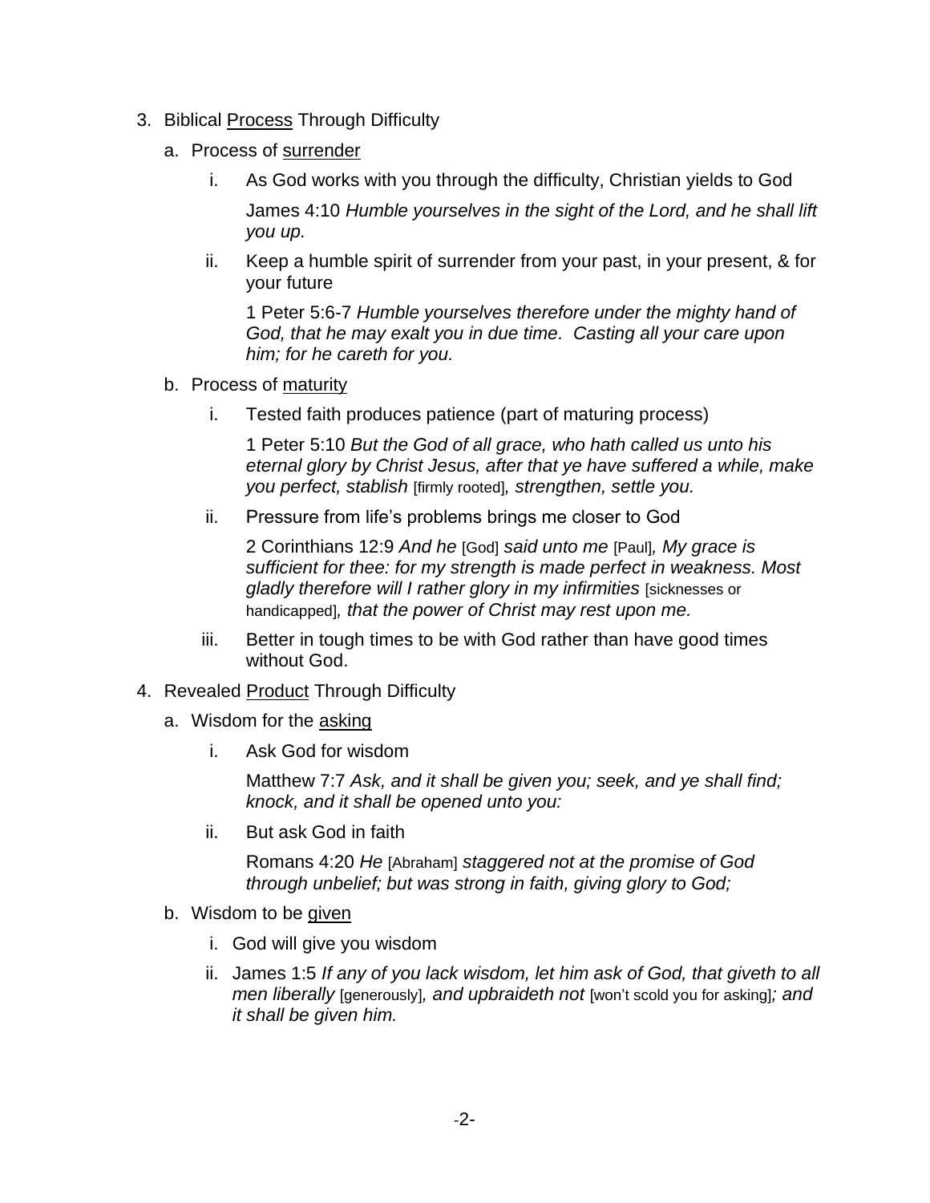3. Biblical <u>Process</u> Through Difficulty

   a. Process of <u>surrender</u>

      i. As God works with you through the difficulty, Christian yields to God

         James 4:10 *Humble yourselves in the sight of the Lord, and he shall lift you up.*

      ii. Keep a humble spirit of surrender from your past, in your present, & for your future

         1 Peter 5:6-7 *Humble yourselves therefore under the mighty hand of God, that he may exalt you in due time. Casting all your care upon him; for he careth for you.*

   b. Process of <u>maturity</u>

      i. Tested faith produces patience (part of maturing process)

         1 Peter 5:10 *But the God of all grace, who hath called us unto his eternal glory by Christ Jesus, after that ye have suffered a while, make you perfect, stablish* [firmly rooted]*, strengthen, settle you.*

      ii. Pressure from life's problems brings me closer to God

         2 Corinthians 12:9 *And he* [God] *said unto me* [Paul]*, My grace is sufficient for thee: for my strength is made perfect in weakness. Most gladly therefore will I rather glory in my infirmities* [sicknesses or handicapped]*, that the power of Christ may rest upon me.*

      iii. Better in tough times to be with God rather than have good times without God.

4. Revealed <u>Product</u> Through Difficulty

   a. Wisdom for the <u>asking</u>

      i. Ask God for wisdom

         Matthew 7:7 *Ask, and it shall be given you; seek, and ye shall find; knock, and it shall be opened unto you:*

      ii. But ask God in faith

         Romans 4:20 *He* [Abraham] *staggered not at the promise of God through unbelief; but was strong in faith, giving glory to God;*

   b. Wisdom to be <u>given</u>

      i. God will give you wisdom

      ii. James 1:5 *If any of you lack wisdom, let him ask of God, that giveth to all men liberally* [generously]*, and upbraideth not* [won't scold you for asking]*; and it shall be given him.*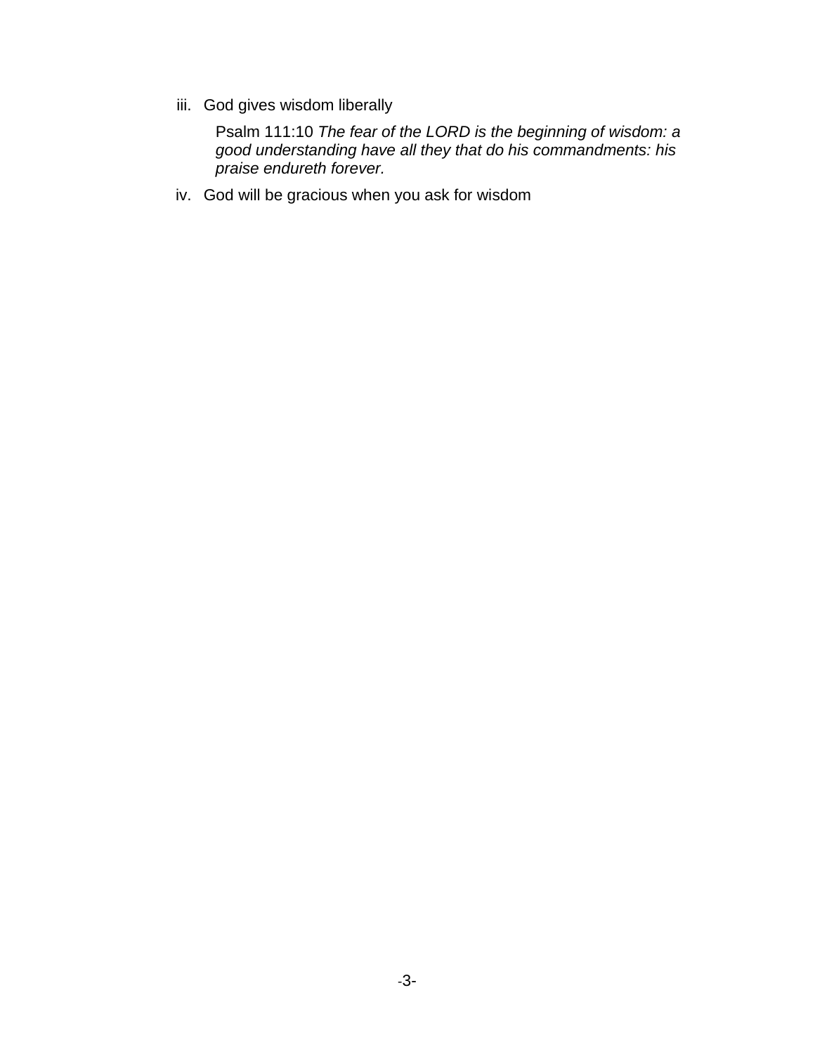iii. God gives wisdom liberally

   Psalm 111:10 *The fear of the LORD is the beginning of wisdom: a good understanding have all they that do his commandments: his praise endureth forever.*

iv. God will be gracious when you ask for wisdom